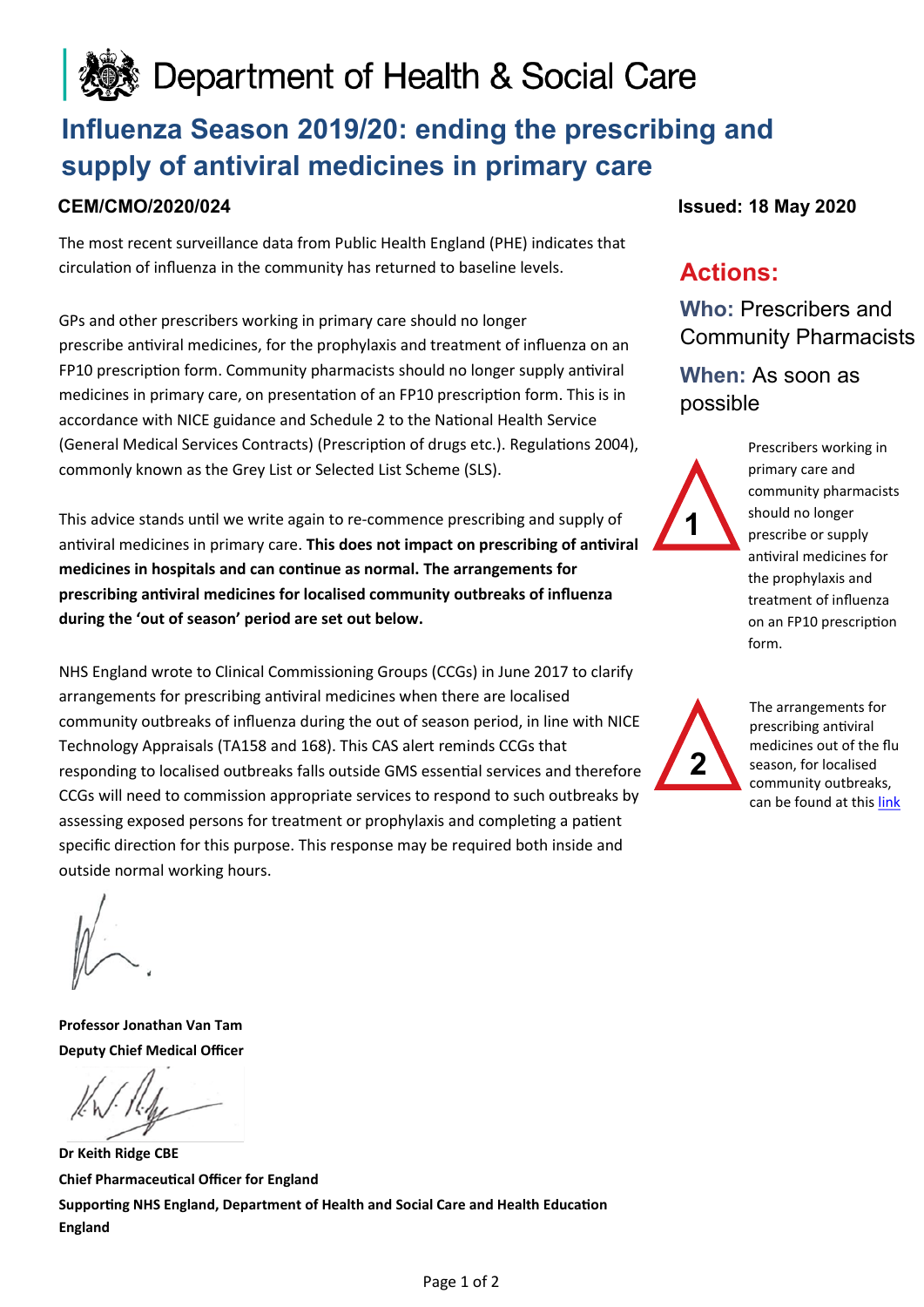# Department of Health & Social Care

## Influenza Season 2019/20: ending the prescribing and supply of antiviral medicines in primary care

**CEM/CMO/2020/024**

**Issued: 18 May 2020**

The most recent surveillance data from Public Health England (PHE) indicates that circulation of influenza in the community has returned to baseline levels.

GPs and other prescribers working in primary care should no longer prescribe antiviral medicines, for the prophylaxis and treatment of influenza on an FP10 prescription form. Community pharmacists should no longer supply antiviral medicines in primary care, on presentation of an FP10 prescription form. This is in accordance with NICE guidance and Schedule 2 to the National Health Service (General Medical Services Contracts) (Prescription of drugs etc.). Regulations 2004), commonly known as the Grey List or Selected List Scheme (SLS).

This advice stands until we write again to re-commence prescribing and supply of antiviral medicines in primary care. **This does not impact on prescribing of antiviral medicines in hospitals and can continue as normal. The arrangements for prescribing antiviral medicines for localised community outbreaks of influenza during the 'out of season' period are set out below.**

NHS England wrote to Clinical Commissioning Groups (CCGs) in June 2017 to clarify arrangements for prescribing antiviral medicines when there are localised community outbreaks of influenza during the out of season period, in line with NICE Technology Appraisals (TA158 and 168). This CAS alert reminds CCGs that responding to localised outbreaks falls outside GMS essential services and therefore CCGs will need to commission appropriate services to respond to such outbreaks by assessing exposed persons for treatment or prophylaxis and completing a patient specific direction for this purpose. This response may be required both inside and outside normal working hours.

**Professor Jonathan Van Tam**
**Deputy Chief Medical Officer**

**Dr Keith Ridge CBE**
**Chief Pharmaceutical Officer for England**
**Supporting NHS England, Department of Health and Social Care and Health Education England**

## Actions:

**Who:** Prescribers and Community Pharmacists

**When:** As soon as possible

1. Prescribers working in primary care and community pharmacists should no longer prescribe or supply antiviral medicines for the prophylaxis and treatment of influenza on an FP10 prescription form.

2. The arrangements for prescribing antiviral medicines out of the flu season, for localised community outbreaks, can be found at this link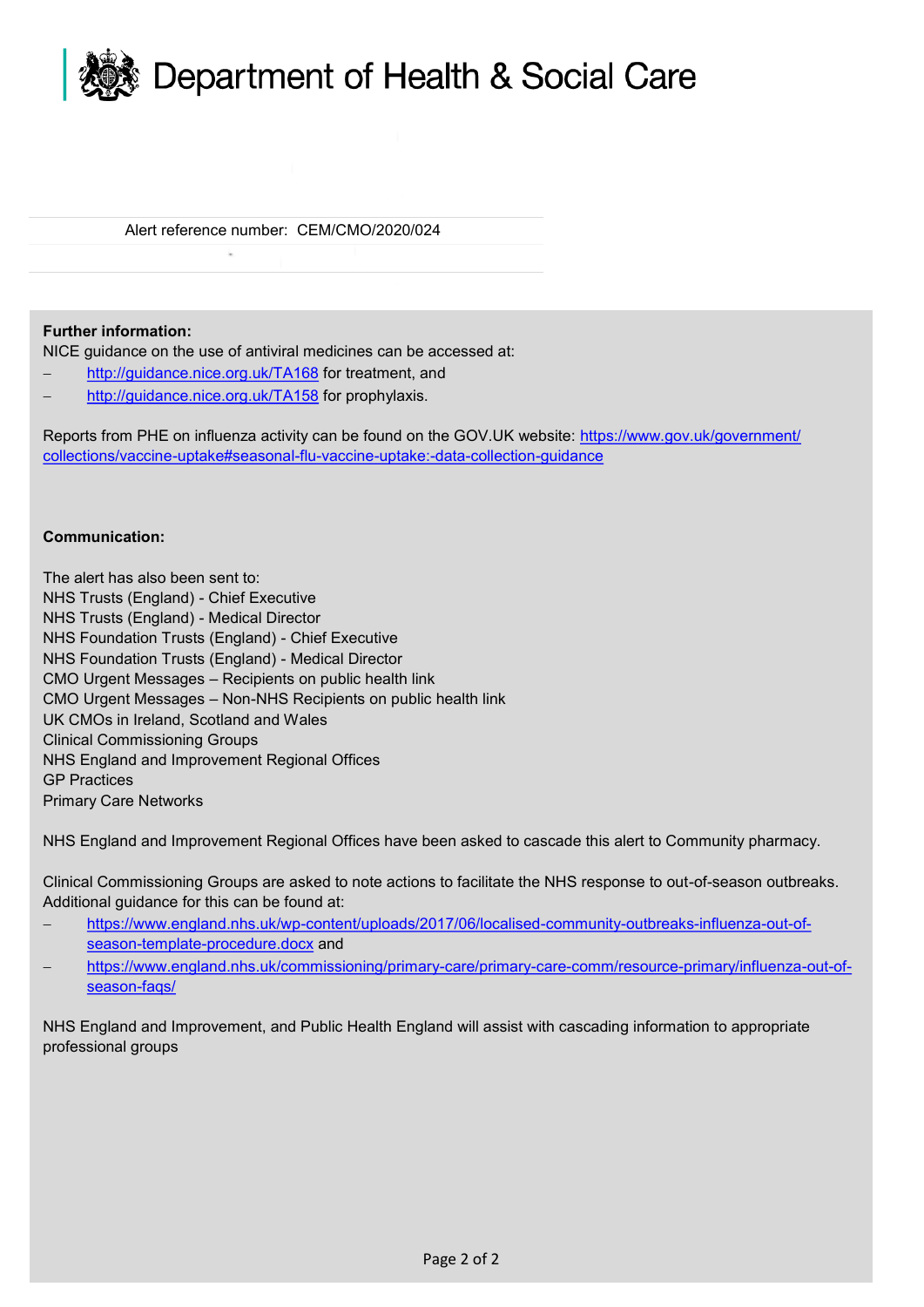Department of Health & Social Care

Alert reference number: CEM/CMO/2020/024

**Further information:**

NICE guidance on the use of antiviral medicines can be accessed at:

- http://guidance.nice.org.uk/TA168 for treatment, and
- http://guidance.nice.org.uk/TA158 for prophylaxis.

Reports from PHE on influenza activity can be found on the GOV.UK website: https://www.gov.uk/government/collections/vaccine-uptake#seasonal-flu-vaccine-uptake:-data-collection-guidance

**Communication:**

The alert has also been sent to:
NHS Trusts (England) - Chief Executive
NHS Trusts (England) - Medical Director
NHS Foundation Trusts (England) - Chief Executive
NHS Foundation Trusts (England) - Medical Director
CMO Urgent Messages – Recipients on public health link
CMO Urgent Messages – Non-NHS Recipients on public health link
UK CMOs in Ireland, Scotland and Wales
Clinical Commissioning Groups
NHS England and Improvement Regional Offices
GP Practices
Primary Care Networks

NHS England and Improvement Regional Offices have been asked to cascade this alert to Community pharmacy.

Clinical Commissioning Groups are asked to note actions to facilitate the NHS response to out-of-season outbreaks. Additional guidance for this can be found at:

- https://www.england.nhs.uk/wp-content/uploads/2017/06/localised-community-outbreaks-influenza-out-of-season-template-procedure.docx and
- https://www.england.nhs.uk/commissioning/primary-care/primary-care-comm/resource-primary/influenza-out-of-season-faqs/

NHS England and Improvement, and Public Health England will assist with cascading information to appropriate professional groups